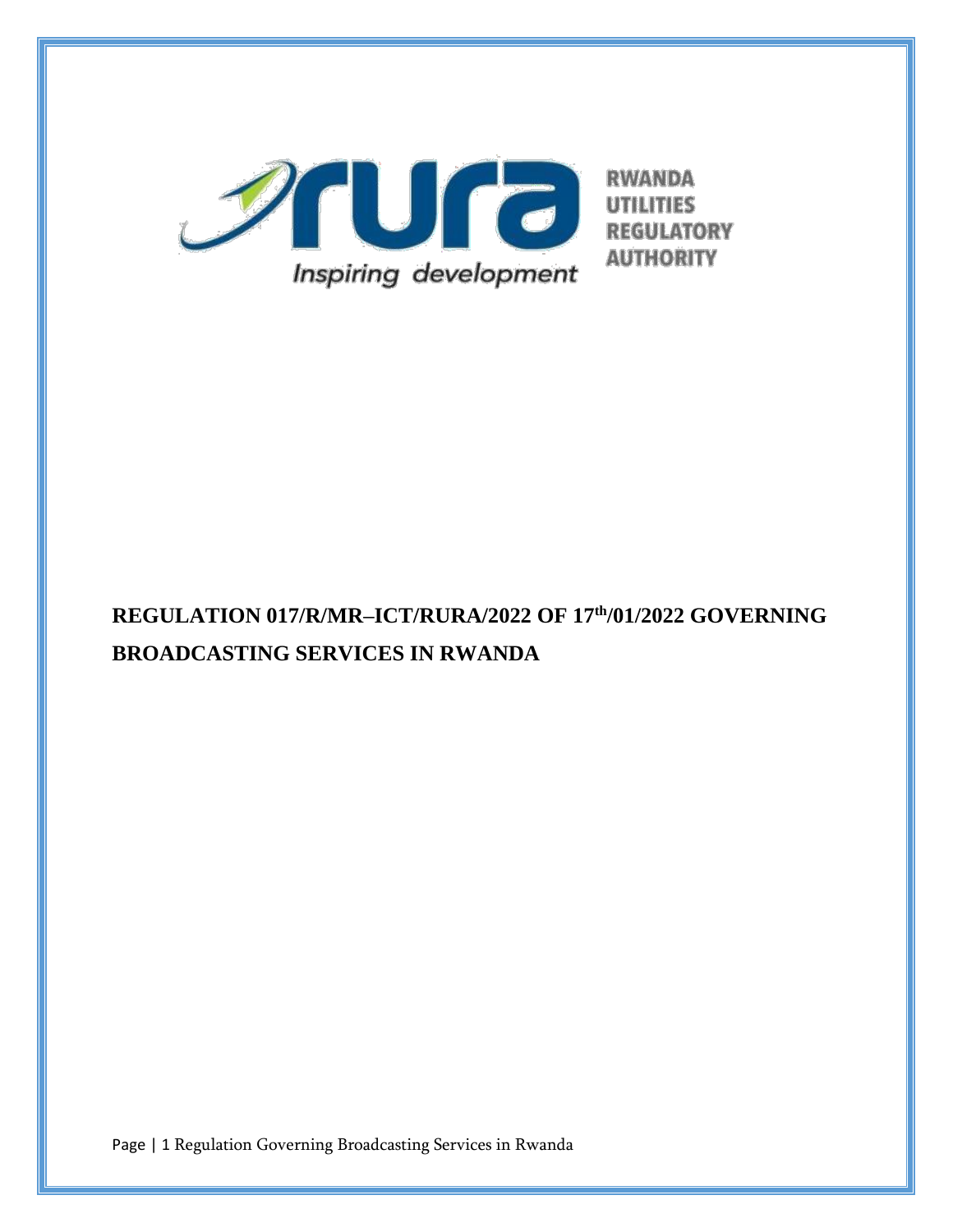RWANDA UTILITIES REGULATORY AUTHORITY

Inspiring development

# REGULATION 017/R/MR–ICT/RURA/2022 OF 17th/01/2022 GOVERNING BROADCASTING SERVICES IN RWANDA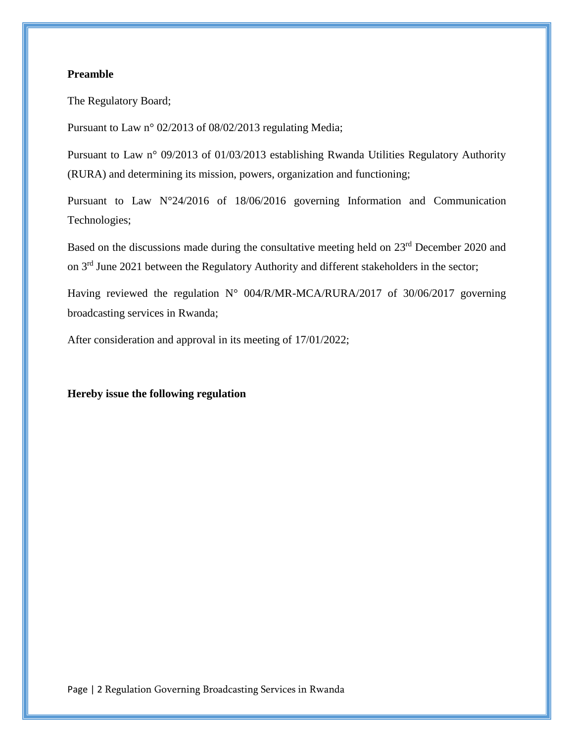**Preamble**

The Regulatory Board;

Pursuant to Law n° 02/2013 of 08/02/2013 regulating Media;

Pursuant to Law n° 09/2013 of 01/03/2013 establishing Rwanda Utilities Regulatory Authority (RURA) and determining its mission, powers, organization and functioning;

Pursuant to Law N°24/2016 of 18/06/2016 governing Information and Communication Technologies;

Based on the discussions made during the consultative meeting held on 23rd December 2020 and on 3rd June 2021 between the Regulatory Authority and different stakeholders in the sector;

Having reviewed the regulation N° 004/R/MR-MCA/RURA/2017 of 30/06/2017 governing broadcasting services in Rwanda;

After consideration and approval in its meeting of 17/01/2022;

**Hereby issue the following regulation**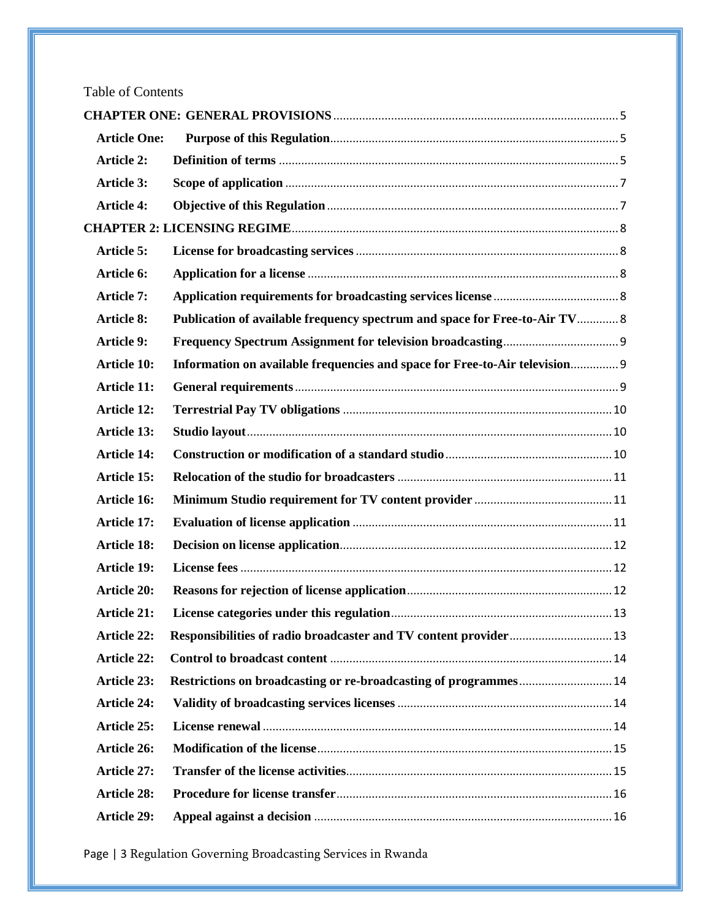Table of Contents

**CHAPTER ONE: GENERAL PROVISIONS** ........ 5

- **Article One: Purpose of this Regulation** ........ 5
- **Article 2: Definition of terms** ........ 5
- **Article 3: Scope of application** ........ 7
- **Article 4: Objective of this Regulation** ........ 7

**CHAPTER 2: LICENSING REGIME** ........ 8

- **Article 5: License for broadcasting services** ........ 8
- **Article 6: Application for a license** ........ 8
- **Article 7: Application requirements for broadcasting services license** ........ 8
- **Article 8: Publication of available frequency spectrum and space for Free-to-Air TV** ........ 8
- **Article 9: Frequency Spectrum Assignment for television broadcasting** ........ 9
- **Article 10: Information on available frequencies and space for Free-to-Air television** ........ 9
- **Article 11: General requirements** ........ 9
- **Article 12: Terrestrial Pay TV obligations** ........ 10
- **Article 13: Studio layout** ........ 10
- **Article 14: Construction or modification of a standard studio** ........ 10
- **Article 15: Relocation of the studio for broadcasters** ........ 11
- **Article 16: Minimum Studio requirement for TV content provider** ........ 11
- **Article 17: Evaluation of license application** ........ 11
- **Article 18: Decision on license application** ........ 12
- **Article 19: License fees** ........ 12
- **Article 20: Reasons for rejection of license application** ........ 12
- **Article 21: License categories under this regulation** ........ 13
- **Article 22: Responsibilities of radio broadcaster and TV content provider** ........ 13
- **Article 22: Control to broadcast content** ........ 14
- **Article 23: Restrictions on broadcasting or re-broadcasting of programmes** ........ 14
- **Article 24: Validity of broadcasting services licenses** ........ 14
- **Article 25: License renewal** ........ 14
- **Article 26: Modification of the license** ........ 15
- **Article 27: Transfer of the license activities** ........ 15
- **Article 28: Procedure for license transfer** ........ 16
- **Article 29: Appeal against a decision** ........ 16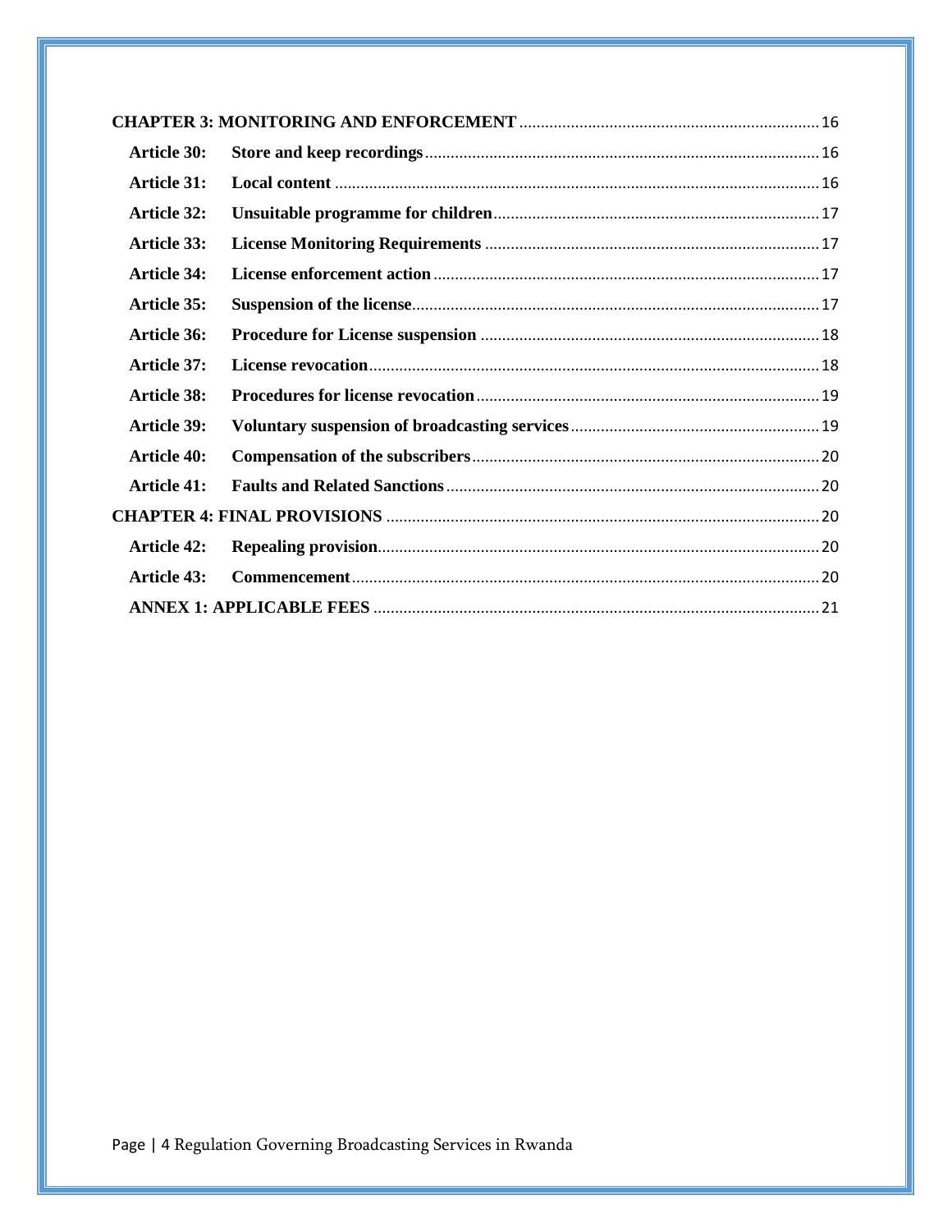**CHAPTER 3: MONITORING AND ENFORCEMENT** ..... 16

- **Article 30: Store and keep recordings** ..... 16
- **Article 31: Local content** ..... 16
- **Article 32: Unsuitable programme for children** ..... 17
- **Article 33: License Monitoring Requirements** ..... 17
- **Article 34: License enforcement action** ..... 17
- **Article 35: Suspension of the license** ..... 17
- **Article 36: Procedure for License suspension** ..... 18
- **Article 37: License revocation** ..... 18
- **Article 38: Procedures for license revocation** ..... 19
- **Article 39: Voluntary suspension of broadcasting services** ..... 19
- **Article 40: Compensation of the subscribers** ..... 20
- **Article 41: Faults and Related Sanctions** ..... 20

**CHAPTER 4: FINAL PROVISIONS** ..... 20

- **Article 42: Repealing provision** ..... 20
- **Article 43: Commencement** ..... 20
- **ANNEX 1: APPLICABLE FEES** ..... 21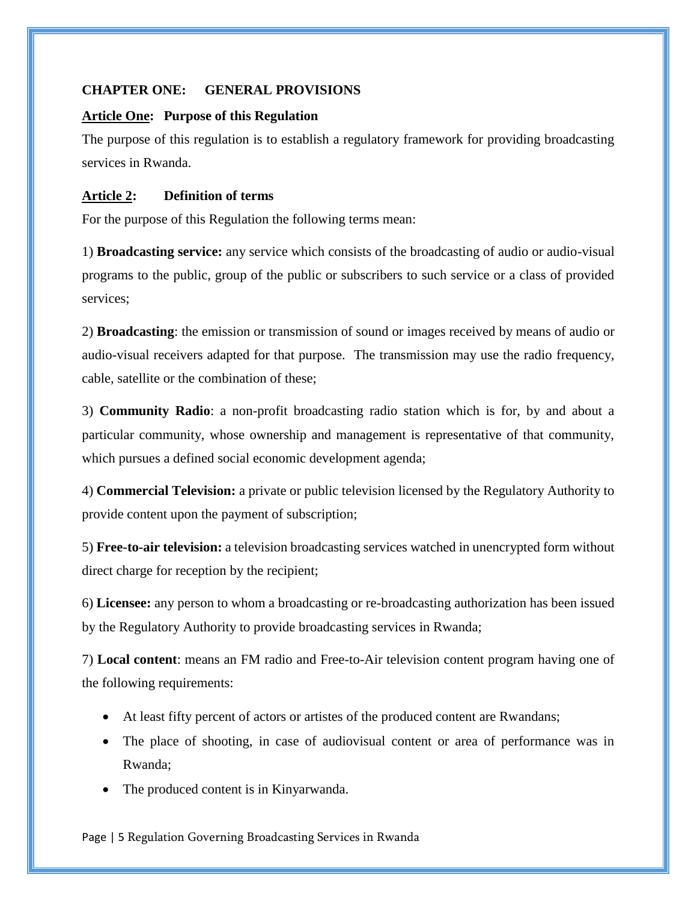## CHAPTER ONE: GENERAL PROVISIONS

### Article One: Purpose of this Regulation

The purpose of this regulation is to establish a regulatory framework for providing broadcasting services in Rwanda.

### Article 2: Definition of terms

For the purpose of this Regulation the following terms mean:

1) **Broadcasting service:** any service which consists of the broadcasting of audio or audio-visual programs to the public, group of the public or subscribers to such service or a class of provided services;

2) **Broadcasting**: the emission or transmission of sound or images received by means of audio or audio-visual receivers adapted for that purpose. The transmission may use the radio frequency, cable, satellite or the combination of these;

3) **Community Radio**: a non-profit broadcasting radio station which is for, by and about a particular community, whose ownership and management is representative of that community, which pursues a defined social economic development agenda;

4) **Commercial Television:** a private or public television licensed by the Regulatory Authority to provide content upon the payment of subscription;

5) **Free-to-air television:** a television broadcasting services watched in unencrypted form without direct charge for reception by the recipient;

6) **Licensee:** any person to whom a broadcasting or re-broadcasting authorization has been issued by the Regulatory Authority to provide broadcasting services in Rwanda;

7) **Local content**: means an FM radio and Free-to-Air television content program having one of the following requirements:

- At least fifty percent of actors or artistes of the produced content are Rwandans;
- The place of shooting, in case of audiovisual content or area of performance was in Rwanda;
- The produced content is in Kinyarwanda.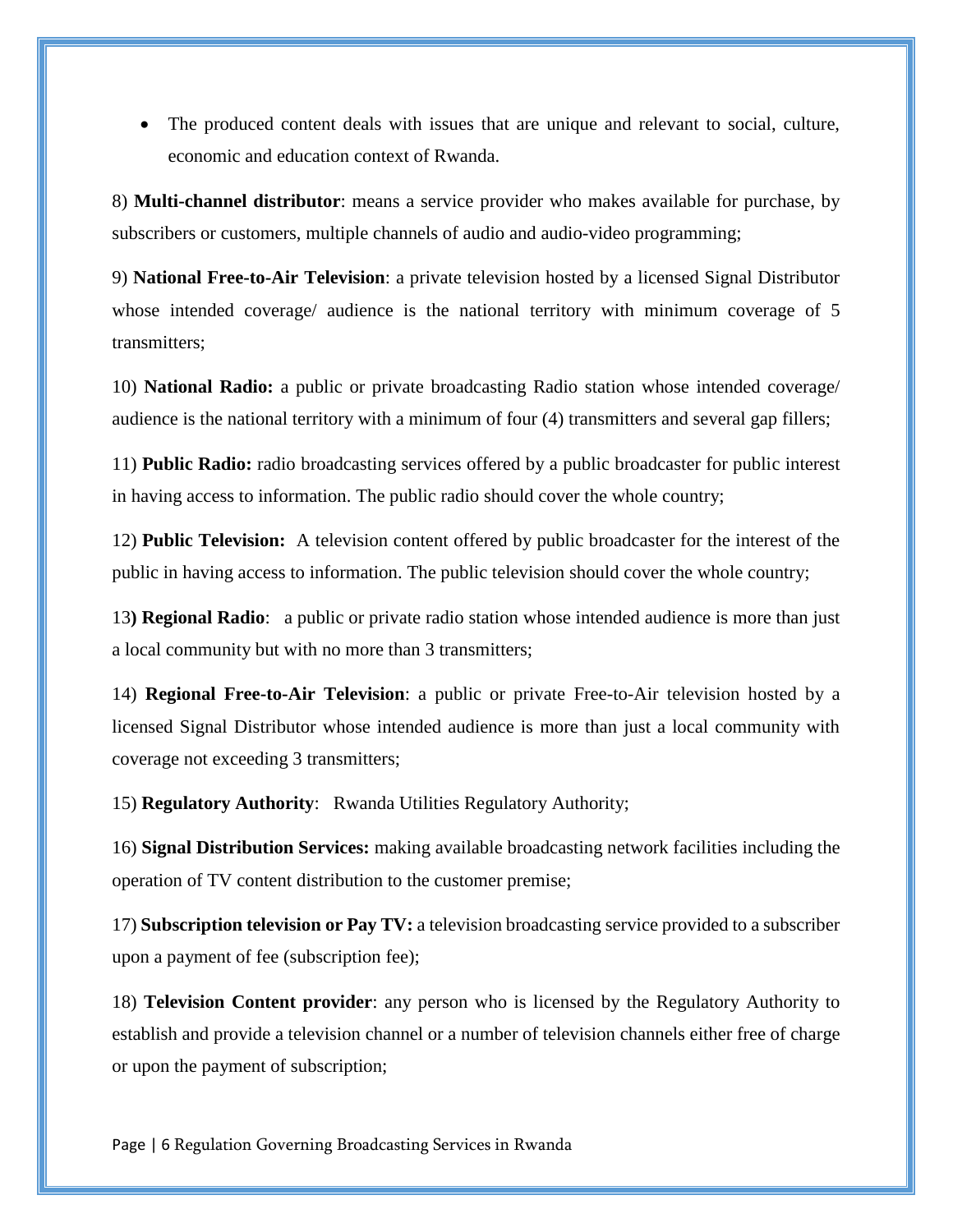- The produced content deals with issues that are unique and relevant to social, culture, economic and education context of Rwanda.

8) **Multi-channel distributor**: means a service provider who makes available for purchase, by subscribers or customers, multiple channels of audio and audio-video programming;

9) **National Free-to-Air Television**: a private television hosted by a licensed Signal Distributor whose intended coverage/ audience is the national territory with minimum coverage of 5 transmitters;

10) **National Radio:** a public or private broadcasting Radio station whose intended coverage/ audience is the national territory with a minimum of four (4) transmitters and several gap fillers;

11) **Public Radio:** radio broadcasting services offered by a public broadcaster for public interest in having access to information. The public radio should cover the whole country;

12) **Public Television:** A television content offered by public broadcaster for the interest of the public in having access to information. The public television should cover the whole country;

13**) Regional Radio**: a public or private radio station whose intended audience is more than just a local community but with no more than 3 transmitters;

14) **Regional Free-to-Air Television**: a public or private Free-to-Air television hosted by a licensed Signal Distributor whose intended audience is more than just a local community with coverage not exceeding 3 transmitters;

15) **Regulatory Authority**: Rwanda Utilities Regulatory Authority;

16) **Signal Distribution Services:** making available broadcasting network facilities including the operation of TV content distribution to the customer premise;

17) **Subscription television or Pay TV:** a television broadcasting service provided to a subscriber upon a payment of fee (subscription fee);

18) **Television Content provider**: any person who is licensed by the Regulatory Authority to establish and provide a television channel or a number of television channels either free of charge or upon the payment of subscription;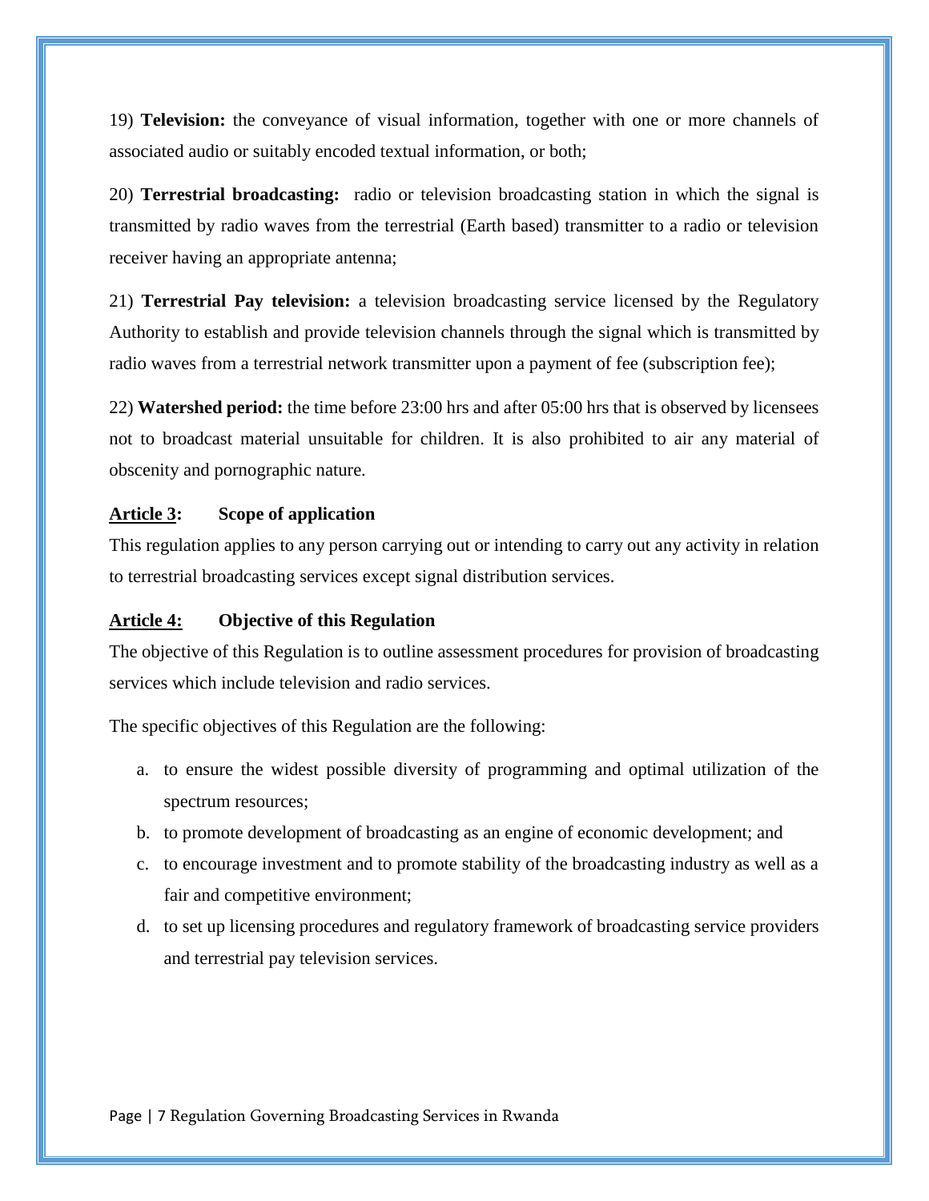19) **Television:** the conveyance of visual information, together with one or more channels of associated audio or suitably encoded textual information, or both;

20) **Terrestrial broadcasting:** radio or television broadcasting station in which the signal is transmitted by radio waves from the terrestrial (Earth based) transmitter to a radio or television receiver having an appropriate antenna;

21) **Terrestrial Pay television:** a television broadcasting service licensed by the Regulatory Authority to establish and provide television channels through the signal which is transmitted by radio waves from a terrestrial network transmitter upon a payment of fee (subscription fee);

22) **Watershed period:** the time before 23:00 hrs and after 05:00 hrs that is observed by licensees not to broadcast material unsuitable for children. It is also prohibited to air any material of obscenity and pornographic nature.

### **Article 3: Scope of application**

This regulation applies to any person carrying out or intending to carry out any activity in relation to terrestrial broadcasting services except signal distribution services.

### **Article 4: Objective of this Regulation**

The objective of this Regulation is to outline assessment procedures for provision of broadcasting services which include television and radio services.

The specific objectives of this Regulation are the following:

a. to ensure the widest possible diversity of programming and optimal utilization of the spectrum resources;
b. to promote development of broadcasting as an engine of economic development; and
c. to encourage investment and to promote stability of the broadcasting industry as well as a fair and competitive environment;
d. to set up licensing procedures and regulatory framework of broadcasting service providers and terrestrial pay television services.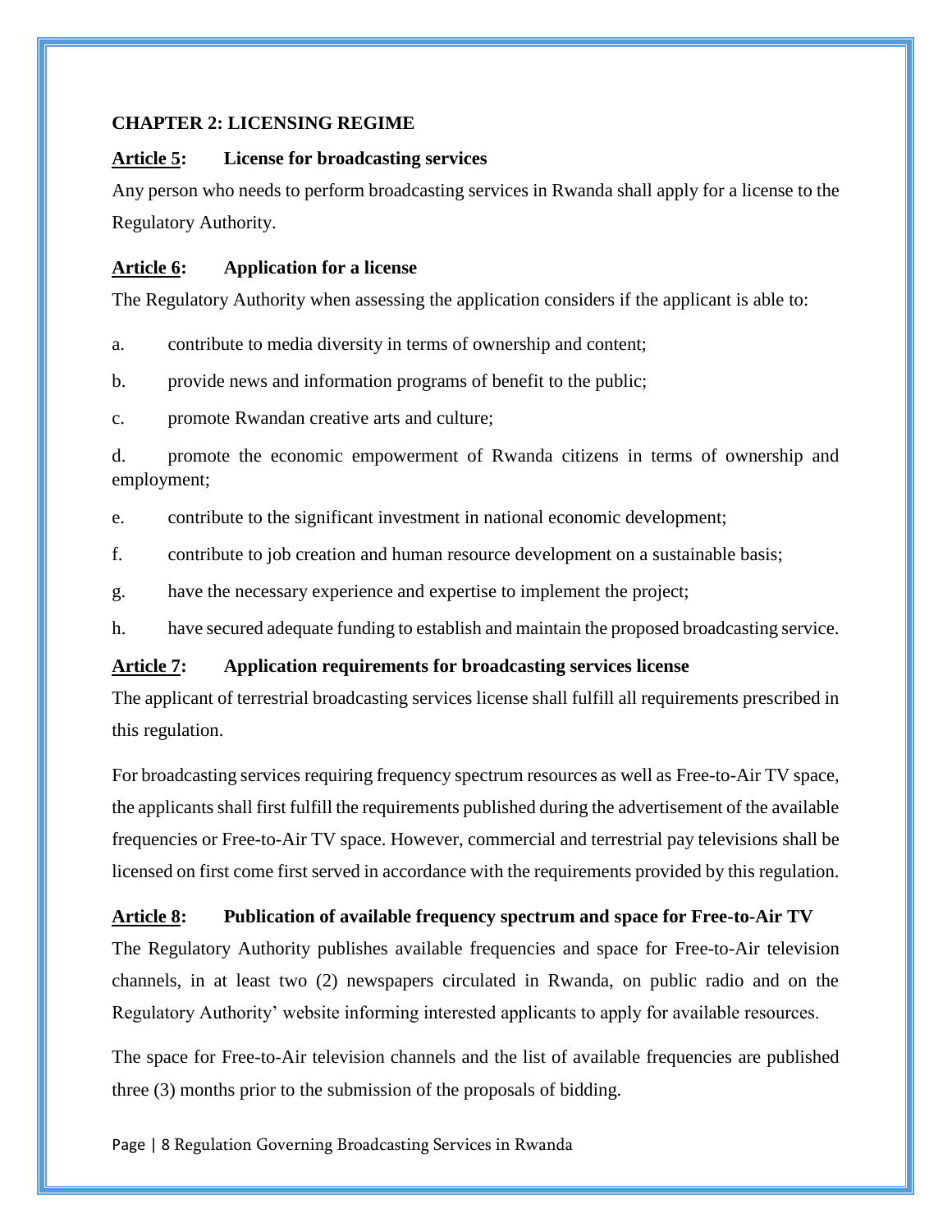## CHAPTER 2: LICENSING REGIME

### Article 5: License for broadcasting services

Any person who needs to perform broadcasting services in Rwanda shall apply for a license to the Regulatory Authority.

### Article 6: Application for a license

The Regulatory Authority when assessing the application considers if the applicant is able to:

a. contribute to media diversity in terms of ownership and content;

b. provide news and information programs of benefit to the public;

c. promote Rwandan creative arts and culture;

d. promote the economic empowerment of Rwanda citizens in terms of ownership and employment;

e. contribute to the significant investment in national economic development;

f. contribute to job creation and human resource development on a sustainable basis;

g. have the necessary experience and expertise to implement the project;

h. have secured adequate funding to establish and maintain the proposed broadcasting service.

### Article 7: Application requirements for broadcasting services license

The applicant of terrestrial broadcasting services license shall fulfill all requirements prescribed in this regulation.

For broadcasting services requiring frequency spectrum resources as well as Free-to-Air TV space, the applicants shall first fulfill the requirements published during the advertisement of the available frequencies or Free-to-Air TV space. However, commercial and terrestrial pay televisions shall be licensed on first come first served in accordance with the requirements provided by this regulation.

### Article 8: Publication of available frequency spectrum and space for Free-to-Air TV

The Regulatory Authority publishes available frequencies and space for Free-to-Air television channels, in at least two (2) newspapers circulated in Rwanda, on public radio and on the Regulatory Authority' website informing interested applicants to apply for available resources.

The space for Free-to-Air television channels and the list of available frequencies are published three (3) months prior to the submission of the proposals of bidding.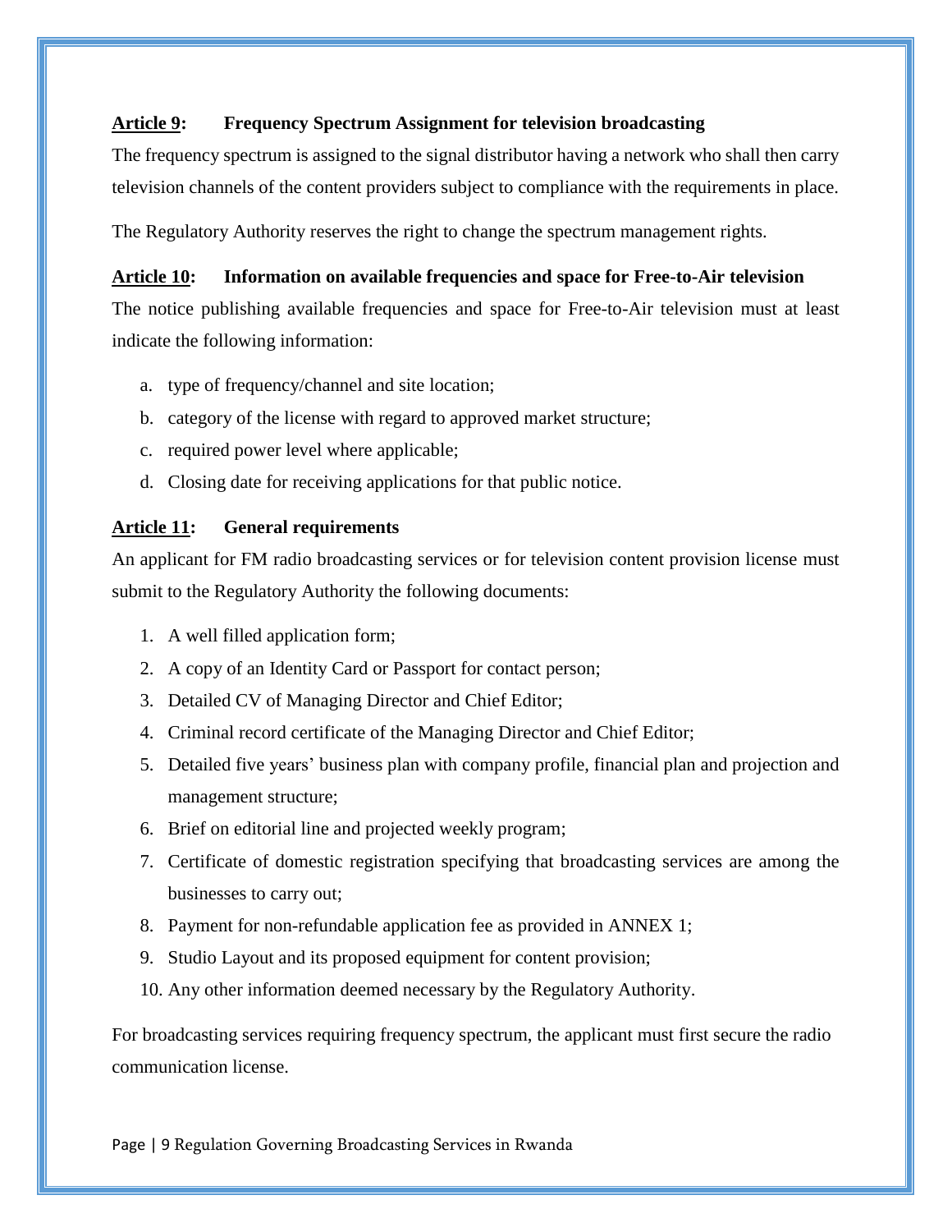### **Article 9**: Frequency Spectrum Assignment for television broadcasting

The frequency spectrum is assigned to the signal distributor having a network who shall then carry television channels of the content providers subject to compliance with the requirements in place.

The Regulatory Authority reserves the right to change the spectrum management rights.

### **Article 10**: Information on available frequencies and space for Free-to-Air television

The notice publishing available frequencies and space for Free-to-Air television must at least indicate the following information:

a. type of frequency/channel and site location;
b. category of the license with regard to approved market structure;
c. required power level where applicable;
d. Closing date for receiving applications for that public notice.

### **Article 11**: General requirements

An applicant for FM radio broadcasting services or for television content provision license must submit to the Regulatory Authority the following documents:

1. A well filled application form;
2. A copy of an Identity Card or Passport for contact person;
3. Detailed CV of Managing Director and Chief Editor;
4. Criminal record certificate of the Managing Director and Chief Editor;
5. Detailed five years' business plan with company profile, financial plan and projection and management structure;
6. Brief on editorial line and projected weekly program;
7. Certificate of domestic registration specifying that broadcasting services are among the businesses to carry out;
8. Payment for non-refundable application fee as provided in ANNEX 1;
9. Studio Layout and its proposed equipment for content provision;
10. Any other information deemed necessary by the Regulatory Authority.

For broadcasting services requiring frequency spectrum, the applicant must first secure the radio communication license.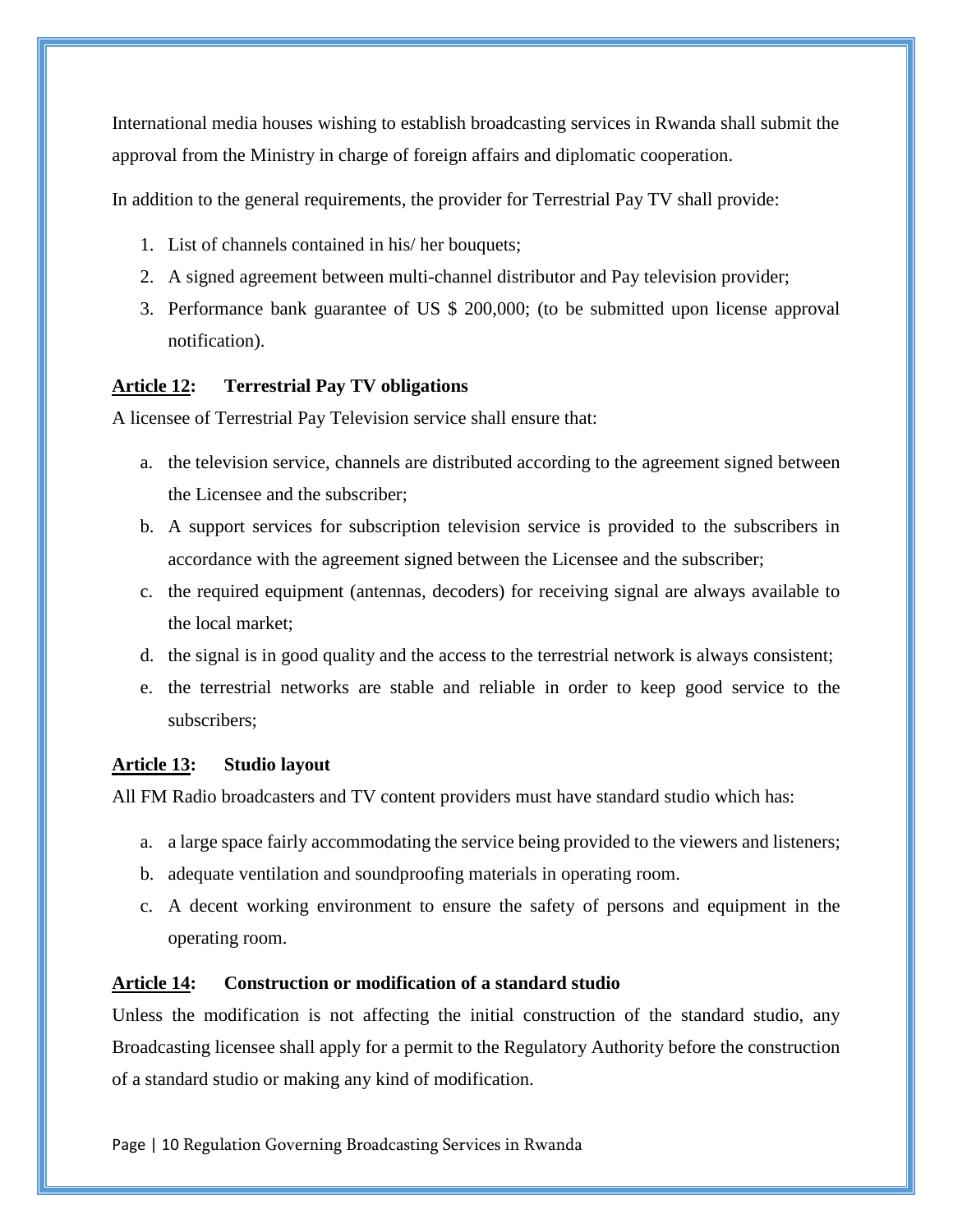International media houses wishing to establish broadcasting services in Rwanda shall submit the approval from the Ministry in charge of foreign affairs and diplomatic cooperation.

In addition to the general requirements, the provider for Terrestrial Pay TV shall provide:

1. List of channels contained in his/ her bouquets;
2. A signed agreement between multi-channel distributor and Pay television provider;
3. Performance bank guarantee of US $ 200,000; (to be submitted upon license approval notification).

**Article 12: Terrestrial Pay TV obligations**

A licensee of Terrestrial Pay Television service shall ensure that:

a. the television service, channels are distributed according to the agreement signed between the Licensee and the subscriber;
b. A support services for subscription television service is provided to the subscribers in accordance with the agreement signed between the Licensee and the subscriber;
c. the required equipment (antennas, decoders) for receiving signal are always available to the local market;
d. the signal is in good quality and the access to the terrestrial network is always consistent;
e. the terrestrial networks are stable and reliable in order to keep good service to the subscribers;

**Article 13: Studio layout**

All FM Radio broadcasters and TV content providers must have standard studio which has:

a. a large space fairly accommodating the service being provided to the viewers and listeners;
b. adequate ventilation and soundproofing materials in operating room.
c. A decent working environment to ensure the safety of persons and equipment in the operating room.

**Article 14: Construction or modification of a standard studio**

Unless the modification is not affecting the initial construction of the standard studio, any Broadcasting licensee shall apply for a permit to the Regulatory Authority before the construction of a standard studio or making any kind of modification.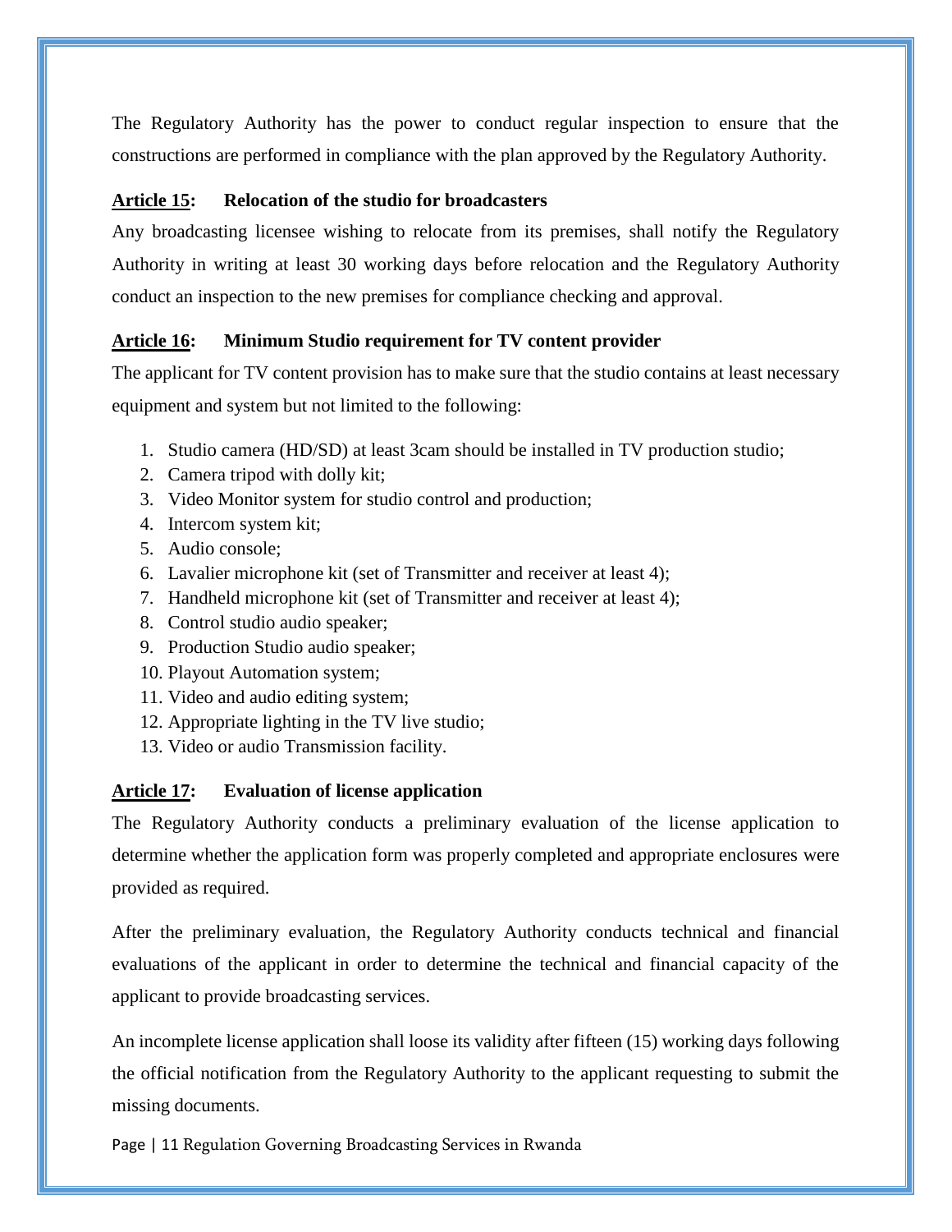The Regulatory Authority has the power to conduct regular inspection to ensure that the constructions are performed in compliance with the plan approved by the Regulatory Authority.

**Article 15: Relocation of the studio for broadcasters**

Any broadcasting licensee wishing to relocate from its premises, shall notify the Regulatory Authority in writing at least 30 working days before relocation and the Regulatory Authority conduct an inspection to the new premises for compliance checking and approval.

**Article 16: Minimum Studio requirement for TV content provider**

The applicant for TV content provision has to make sure that the studio contains at least necessary equipment and system but not limited to the following:

1. Studio camera (HD/SD) at least 3cam should be installed in TV production studio;
2. Camera tripod with dolly kit;
3. Video Monitor system for studio control and production;
4. Intercom system kit;
5. Audio console;
6. Lavalier microphone kit (set of Transmitter and receiver at least 4);
7. Handheld microphone kit (set of Transmitter and receiver at least 4);
8. Control studio audio speaker;
9. Production Studio audio speaker;
10. Playout Automation system;
11. Video and audio editing system;
12. Appropriate lighting in the TV live studio;
13. Video or audio Transmission facility.

**Article 17: Evaluation of license application**

The Regulatory Authority conducts a preliminary evaluation of the license application to determine whether the application form was properly completed and appropriate enclosures were provided as required.

After the preliminary evaluation, the Regulatory Authority conducts technical and financial evaluations of the applicant in order to determine the technical and financial capacity of the applicant to provide broadcasting services.

An incomplete license application shall loose its validity after fifteen (15) working days following the official notification from the Regulatory Authority to the applicant requesting to submit the missing documents.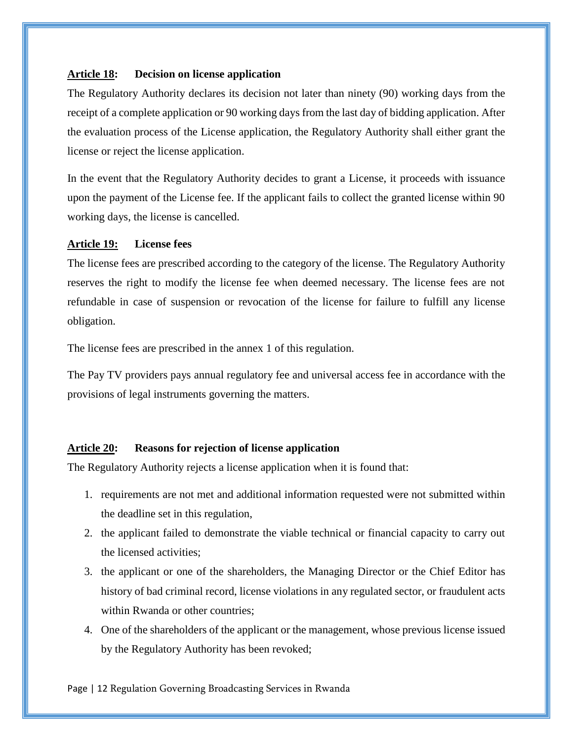**<u>Article 18</u>: Decision on license application**

The Regulatory Authority declares its decision not later than ninety (90) working days from the receipt of a complete application or 90 working days from the last day of bidding application. After the evaluation process of the License application, the Regulatory Authority shall either grant the license or reject the license application.

In the event that the Regulatory Authority decides to grant a License, it proceeds with issuance upon the payment of the License fee. If the applicant fails to collect the granted license within 90 working days, the license is cancelled.

**<u>Article 19:</u> License fees**

The license fees are prescribed according to the category of the license. The Regulatory Authority reserves the right to modify the license fee when deemed necessary. The license fees are not refundable in case of suspension or revocation of the license for failure to fulfill any license obligation.

The license fees are prescribed in the annex 1 of this regulation.

The Pay TV providers pays annual regulatory fee and universal access fee in accordance with the provisions of legal instruments governing the matters.

**<u>Article 20</u>: Reasons for rejection of license application**

The Regulatory Authority rejects a license application when it is found that:

1. requirements are not met and additional information requested were not submitted within the deadline set in this regulation,
2. the applicant failed to demonstrate the viable technical or financial capacity to carry out the licensed activities;
3. the applicant or one of the shareholders, the Managing Director or the Chief Editor has history of bad criminal record, license violations in any regulated sector, or fraudulent acts within Rwanda or other countries;
4. One of the shareholders of the applicant or the management, whose previous license issued by the Regulatory Authority has been revoked;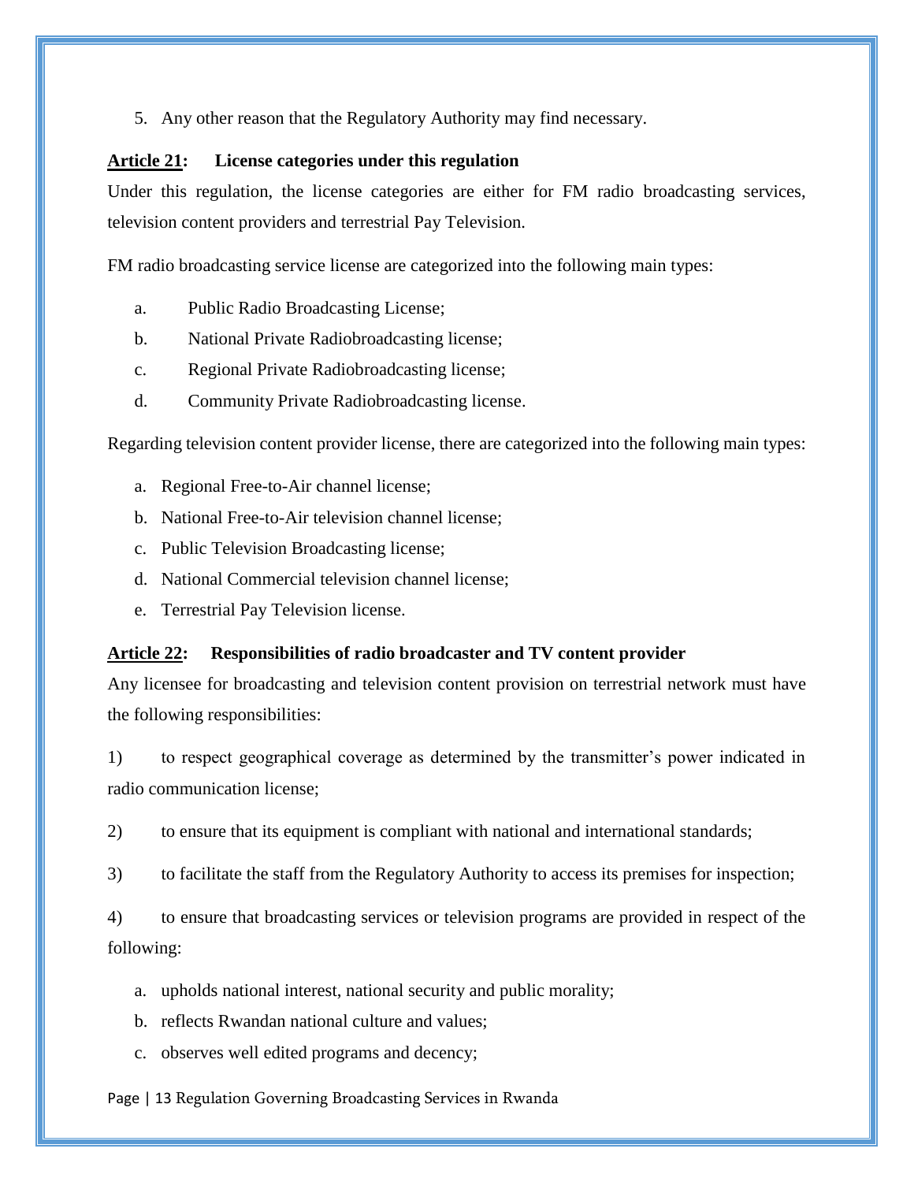5. Any other reason that the Regulatory Authority may find necessary.

**<u>Article 21</u>: License categories under this regulation**

Under this regulation, the license categories are either for FM radio broadcasting services, television content providers and terrestrial Pay Television.

FM radio broadcasting service license are categorized into the following main types:

a. Public Radio Broadcasting License;
b. National Private Radiobroadcasting license;
c. Regional Private Radiobroadcasting license;
d. Community Private Radiobroadcasting license.

Regarding television content provider license, there are categorized into the following main types:

a. Regional Free-to-Air channel license;
b. National Free-to-Air television channel license;
c. Public Television Broadcasting license;
d. National Commercial television channel license;
e. Terrestrial Pay Television license.

**<u>Article 22</u>: Responsibilities of radio broadcaster and TV content provider**

Any licensee for broadcasting and television content provision on terrestrial network must have the following responsibilities:

1) to respect geographical coverage as determined by the transmitter's power indicated in radio communication license;

2) to ensure that its equipment is compliant with national and international standards;

3) to facilitate the staff from the Regulatory Authority to access its premises for inspection;

4) to ensure that broadcasting services or television programs are provided in respect of the following:

a. upholds national interest, national security and public morality;
b. reflects Rwandan national culture and values;
c. observes well edited programs and decency;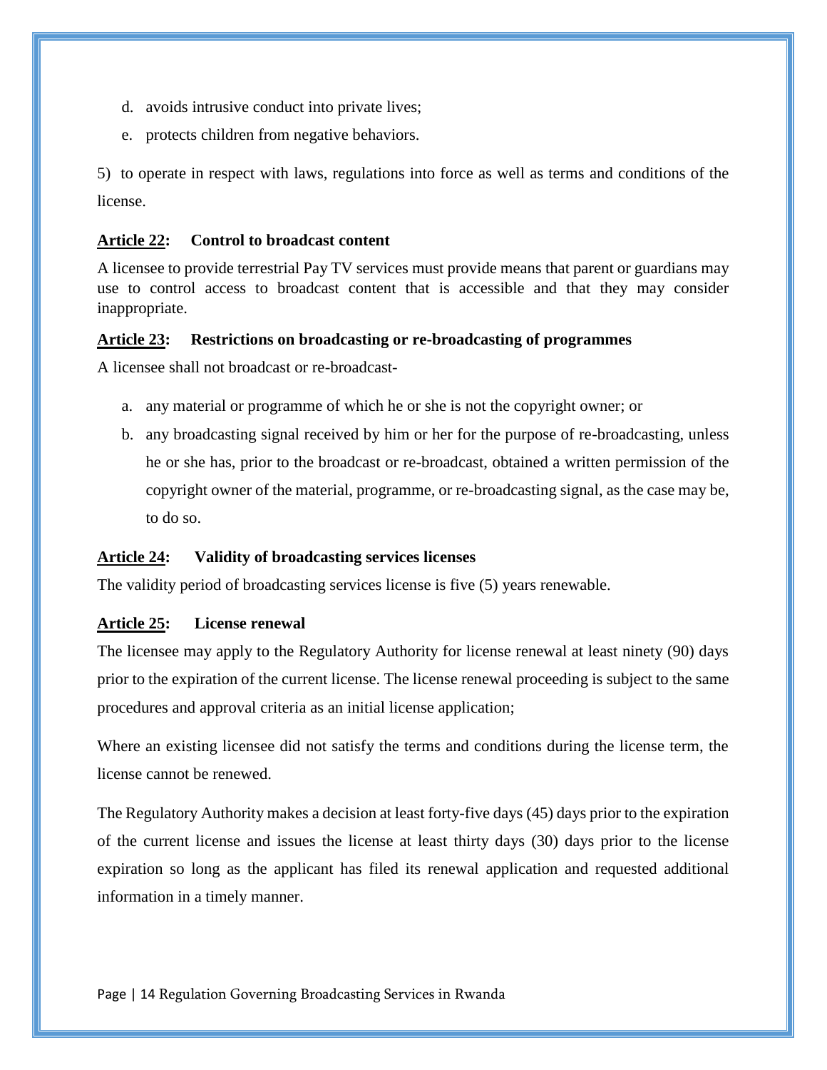d. avoids intrusive conduct into private lives;

e. protects children from negative behaviors.

5) to operate in respect with laws, regulations into force as well as terms and conditions of the license.

### **<u>Article 22</u>: Control to broadcast content**

A licensee to provide terrestrial Pay TV services must provide means that parent or guardians may use to control access to broadcast content that is accessible and that they may consider inappropriate.

### **<u>Article 23</u>: Restrictions on broadcasting or re-broadcasting of programmes**

A licensee shall not broadcast or re-broadcast-

a. any material or programme of which he or she is not the copyright owner; or

b. any broadcasting signal received by him or her for the purpose of re-broadcasting, unless he or she has, prior to the broadcast or re-broadcast, obtained a written permission of the copyright owner of the material, programme, or re-broadcasting signal, as the case may be, to do so.

### **<u>Article 24</u>: Validity of broadcasting services licenses**

The validity period of broadcasting services license is five (5) years renewable.

### **<u>Article 25</u>: License renewal**

The licensee may apply to the Regulatory Authority for license renewal at least ninety (90) days prior to the expiration of the current license. The license renewal proceeding is subject to the same procedures and approval criteria as an initial license application;

Where an existing licensee did not satisfy the terms and conditions during the license term, the license cannot be renewed.

The Regulatory Authority makes a decision at least forty-five days (45) days prior to the expiration of the current license and issues the license at least thirty days (30) days prior to the license expiration so long as the applicant has filed its renewal application and requested additional information in a timely manner.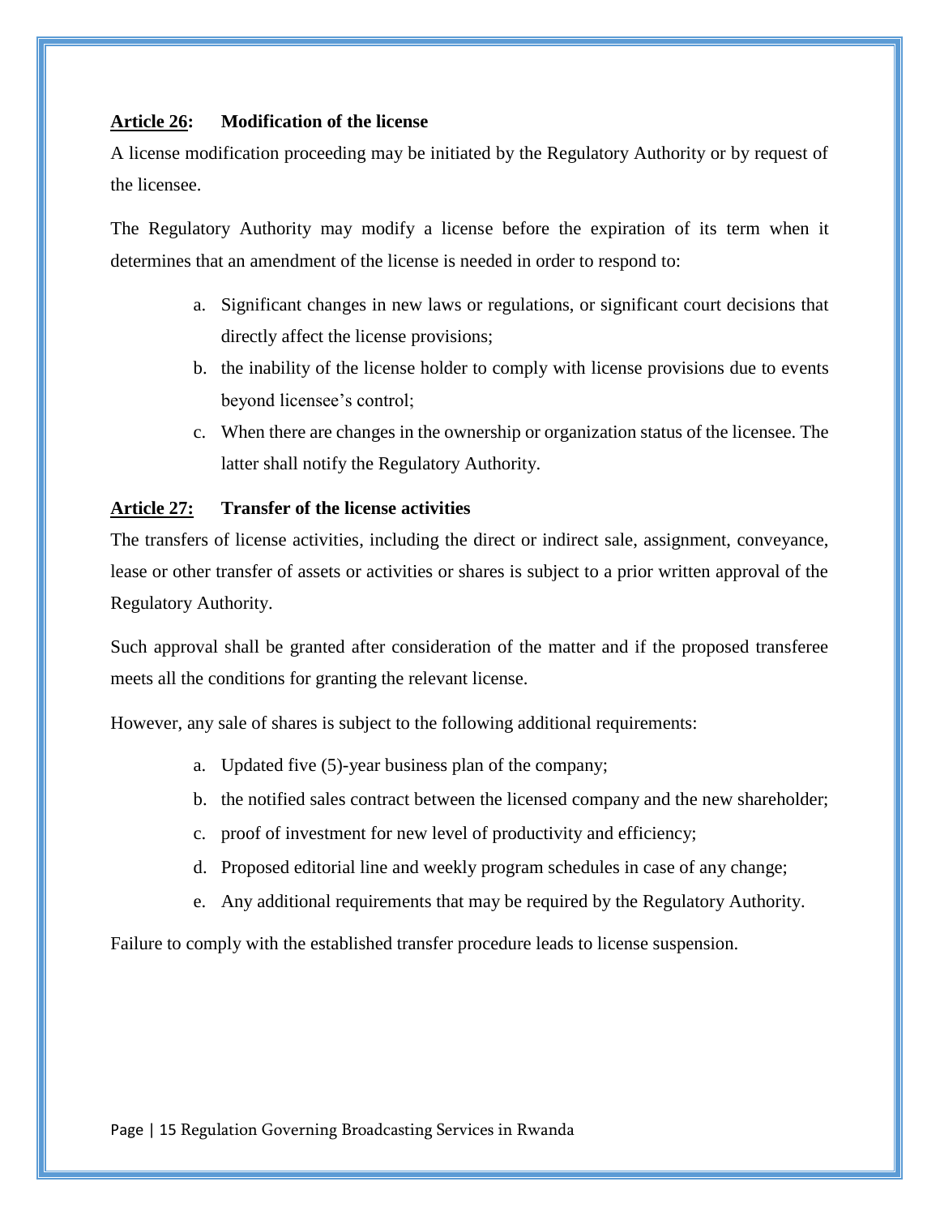**Article 26: Modification of the license**

A license modification proceeding may be initiated by the Regulatory Authority or by request of the licensee.

The Regulatory Authority may modify a license before the expiration of its term when it determines that an amendment of the license is needed in order to respond to:

a. Significant changes in new laws or regulations, or significant court decisions that directly affect the license provisions;
b. the inability of the license holder to comply with license provisions due to events beyond licensee's control;
c. When there are changes in the ownership or organization status of the licensee. The latter shall notify the Regulatory Authority.

**Article 27: Transfer of the license activities**

The transfers of license activities, including the direct or indirect sale, assignment, conveyance, lease or other transfer of assets or activities or shares is subject to a prior written approval of the Regulatory Authority.

Such approval shall be granted after consideration of the matter and if the proposed transferee meets all the conditions for granting the relevant license.

However, any sale of shares is subject to the following additional requirements:

a. Updated five (5)-year business plan of the company;
b. the notified sales contract between the licensed company and the new shareholder;
c. proof of investment for new level of productivity and efficiency;
d. Proposed editorial line and weekly program schedules in case of any change;
e. Any additional requirements that may be required by the Regulatory Authority.

Failure to comply with the established transfer procedure leads to license suspension.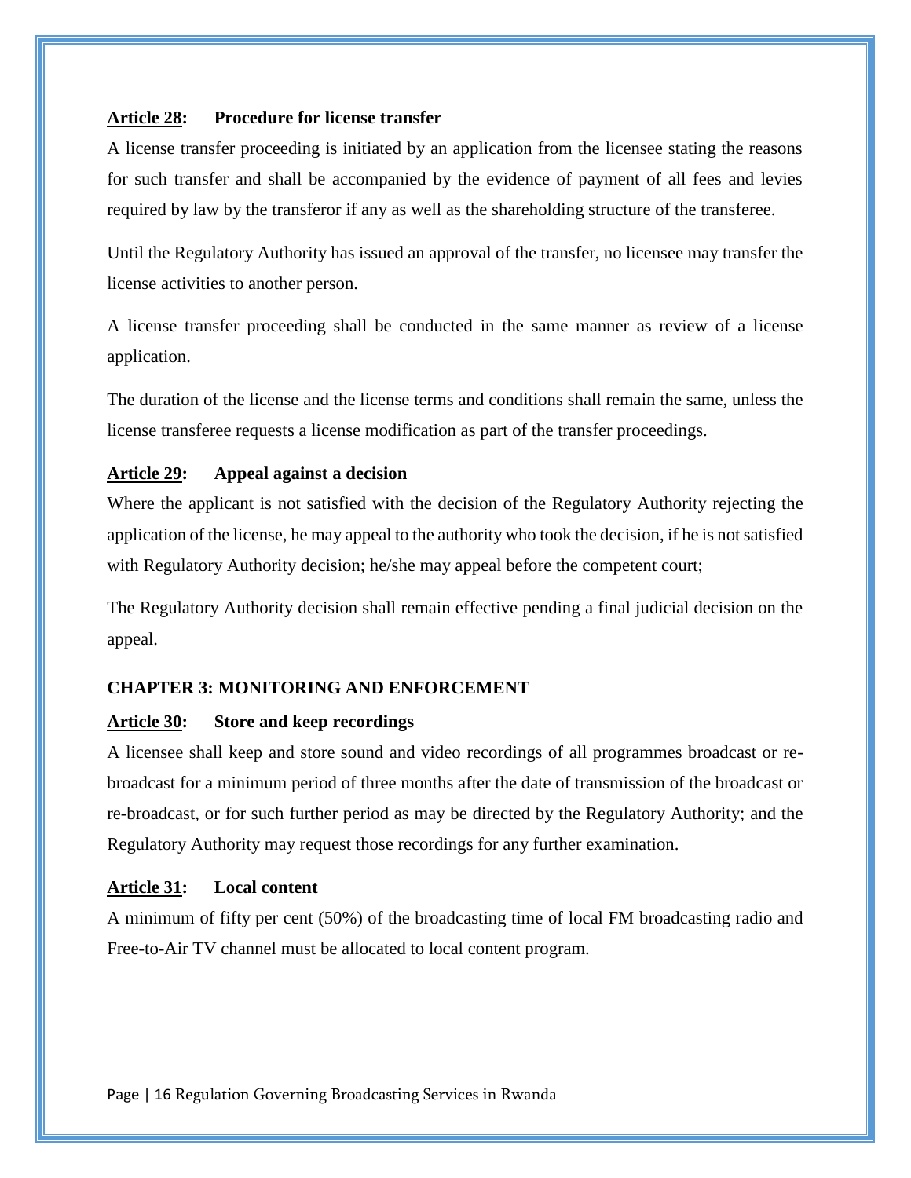### Article 28: Procedure for license transfer

A license transfer proceeding is initiated by an application from the licensee stating the reasons for such transfer and shall be accompanied by the evidence of payment of all fees and levies required by law by the transferor if any as well as the shareholding structure of the transferee.

Until the Regulatory Authority has issued an approval of the transfer, no licensee may transfer the license activities to another person.

A license transfer proceeding shall be conducted in the same manner as review of a license application.

The duration of the license and the license terms and conditions shall remain the same, unless the license transferee requests a license modification as part of the transfer proceedings.

### Article 29: Appeal against a decision

Where the applicant is not satisfied with the decision of the Regulatory Authority rejecting the application of the license, he may appeal to the authority who took the decision, if he is not satisfied with Regulatory Authority decision; he/she may appeal before the competent court;

The Regulatory Authority decision shall remain effective pending a final judicial decision on the appeal.

## CHAPTER 3: MONITORING AND ENFORCEMENT

### Article 30: Store and keep recordings

A licensee shall keep and store sound and video recordings of all programmes broadcast or re-broadcast for a minimum period of three months after the date of transmission of the broadcast or re-broadcast, or for such further period as may be directed by the Regulatory Authority; and the Regulatory Authority may request those recordings for any further examination.

### Article 31: Local content

A minimum of fifty per cent (50%) of the broadcasting time of local FM broadcasting radio and Free-to-Air TV channel must be allocated to local content program.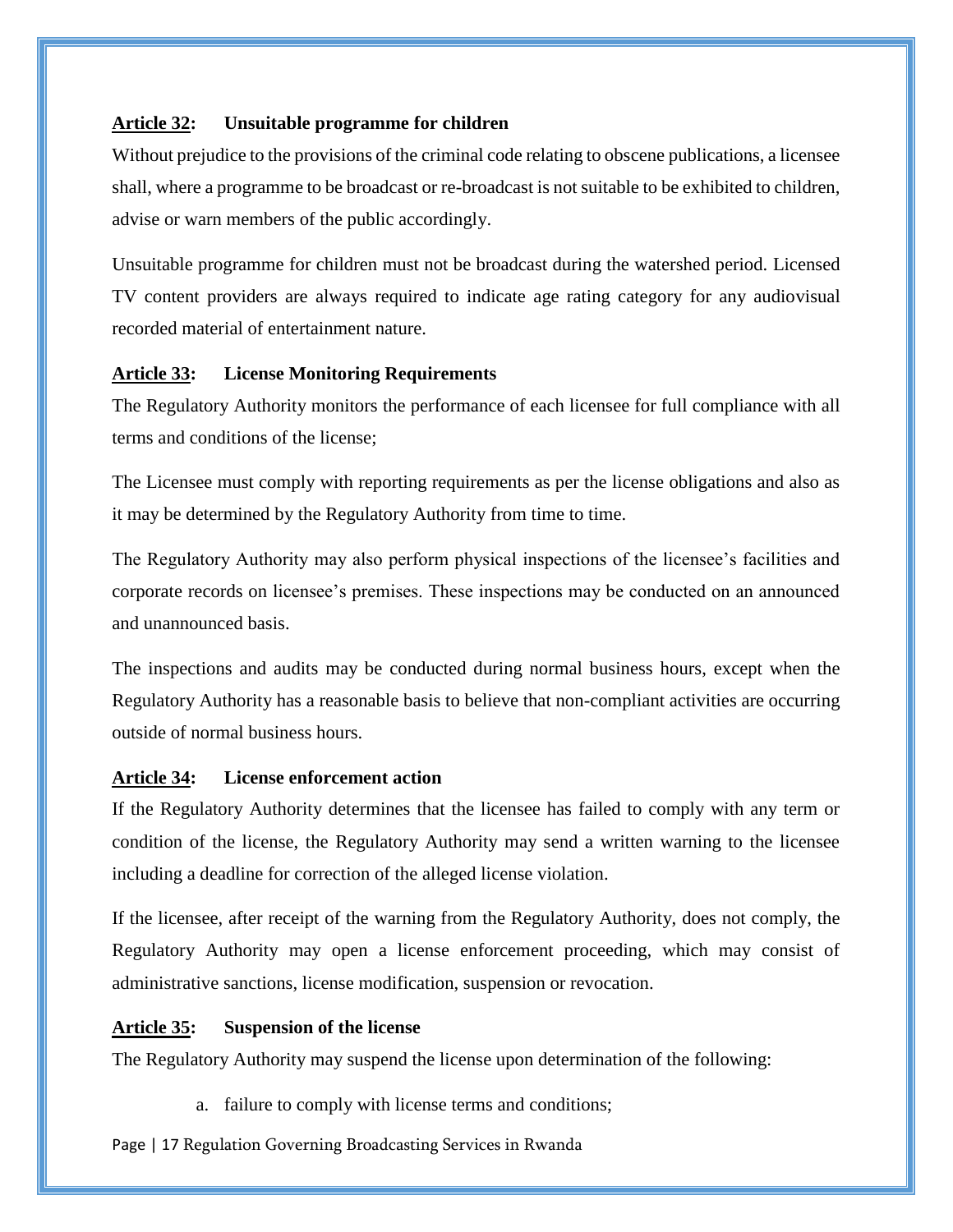**Article 32: Unsuitable programme for children**

Without prejudice to the provisions of the criminal code relating to obscene publications, a licensee shall, where a programme to be broadcast or re-broadcast is not suitable to be exhibited to children, advise or warn members of the public accordingly.

Unsuitable programme for children must not be broadcast during the watershed period. Licensed TV content providers are always required to indicate age rating category for any audiovisual recorded material of entertainment nature.

**Article 33: License Monitoring Requirements**

The Regulatory Authority monitors the performance of each licensee for full compliance with all terms and conditions of the license;

The Licensee must comply with reporting requirements as per the license obligations and also as it may be determined by the Regulatory Authority from time to time.

The Regulatory Authority may also perform physical inspections of the licensee's facilities and corporate records on licensee's premises. These inspections may be conducted on an announced and unannounced basis.

The inspections and audits may be conducted during normal business hours, except when the Regulatory Authority has a reasonable basis to believe that non-compliant activities are occurring outside of normal business hours.

**Article 34: License enforcement action**

If the Regulatory Authority determines that the licensee has failed to comply with any term or condition of the license, the Regulatory Authority may send a written warning to the licensee including a deadline for correction of the alleged license violation.

If the licensee, after receipt of the warning from the Regulatory Authority, does not comply, the Regulatory Authority may open a license enforcement proceeding, which may consist of administrative sanctions, license modification, suspension or revocation.

**Article 35: Suspension of the license**

The Regulatory Authority may suspend the license upon determination of the following:

a. failure to comply with license terms and conditions;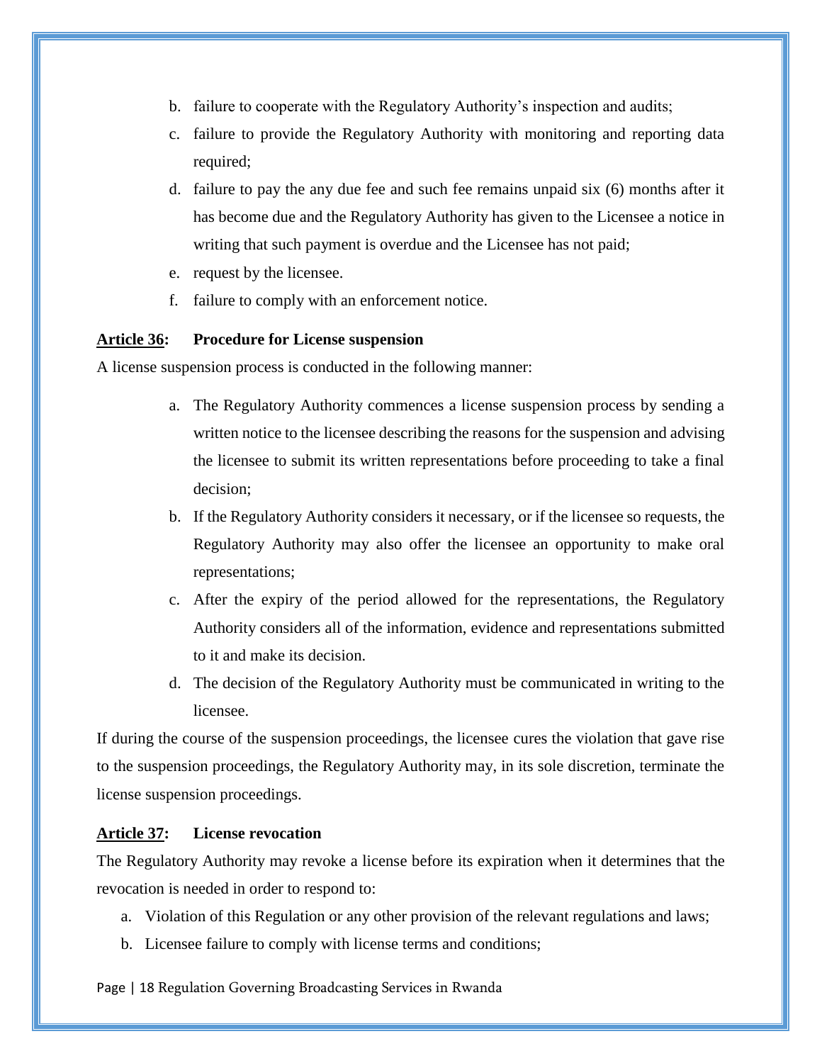b. failure to cooperate with the Regulatory Authority's inspection and audits;
c. failure to provide the Regulatory Authority with monitoring and reporting data required;
d. failure to pay the any due fee and such fee remains unpaid six (6) months after it has become due and the Regulatory Authority has given to the Licensee a notice in writing that such payment is overdue and the Licensee has not paid;
e. request by the licensee.
f. failure to comply with an enforcement notice.

### **<u>Article 36</u>: Procedure for License suspension**

A license suspension process is conducted in the following manner:

a. The Regulatory Authority commences a license suspension process by sending a written notice to the licensee describing the reasons for the suspension and advising the licensee to submit its written representations before proceeding to take a final decision;
b. If the Regulatory Authority considers it necessary, or if the licensee so requests, the Regulatory Authority may also offer the licensee an opportunity to make oral representations;
c. After the expiry of the period allowed for the representations, the Regulatory Authority considers all of the information, evidence and representations submitted to it and make its decision.
d. The decision of the Regulatory Authority must be communicated in writing to the licensee.

If during the course of the suspension proceedings, the licensee cures the violation that gave rise to the suspension proceedings, the Regulatory Authority may, in its sole discretion, terminate the license suspension proceedings.

### **<u>Article 37</u>: License revocation**

The Regulatory Authority may revoke a license before its expiration when it determines that the revocation is needed in order to respond to:

a. Violation of this Regulation or any other provision of the relevant regulations and laws;
b. Licensee failure to comply with license terms and conditions;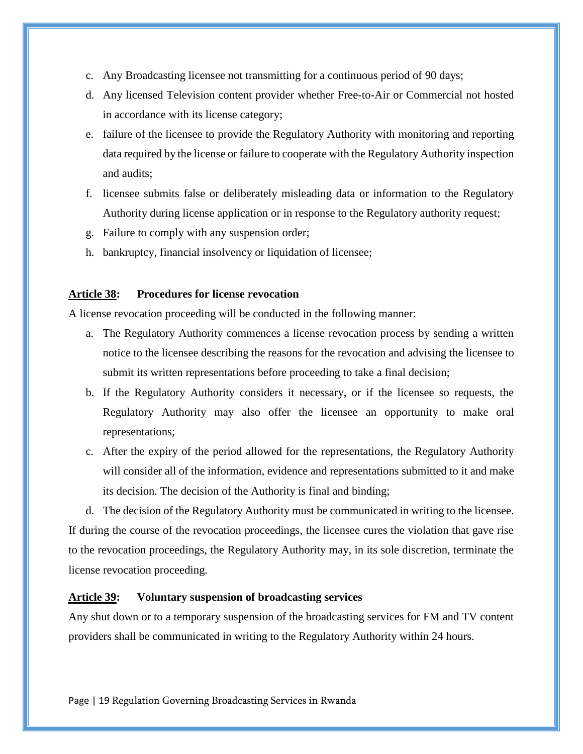c. Any Broadcasting licensee not transmitting for a continuous period of 90 days;
d. Any licensed Television content provider whether Free-to-Air or Commercial not hosted in accordance with its license category;
e. failure of the licensee to provide the Regulatory Authority with monitoring and reporting data required by the license or failure to cooperate with the Regulatory Authority inspection and audits;
f. licensee submits false or deliberately misleading data or information to the Regulatory Authority during license application or in response to the Regulatory authority request;
g. Failure to comply with any suspension order;
h. bankruptcy, financial insolvency or liquidation of licensee;

**<u>Article 38</u>: Procedures for license revocation**

A license revocation proceeding will be conducted in the following manner:

a. The Regulatory Authority commences a license revocation process by sending a written notice to the licensee describing the reasons for the revocation and advising the licensee to submit its written representations before proceeding to take a final decision;
b. If the Regulatory Authority considers it necessary, or if the licensee so requests, the Regulatory Authority may also offer the licensee an opportunity to make oral representations;
c. After the expiry of the period allowed for the representations, the Regulatory Authority will consider all of the information, evidence and representations submitted to it and make its decision. The decision of the Authority is final and binding;
d. The decision of the Regulatory Authority must be communicated in writing to the licensee.

If during the course of the revocation proceedings, the licensee cures the violation that gave rise to the revocation proceedings, the Regulatory Authority may, in its sole discretion, terminate the license revocation proceeding.

**<u>Article 39</u>: Voluntary suspension of broadcasting services**

Any shut down or to a temporary suspension of the broadcasting services for FM and TV content providers shall be communicated in writing to the Regulatory Authority within 24 hours.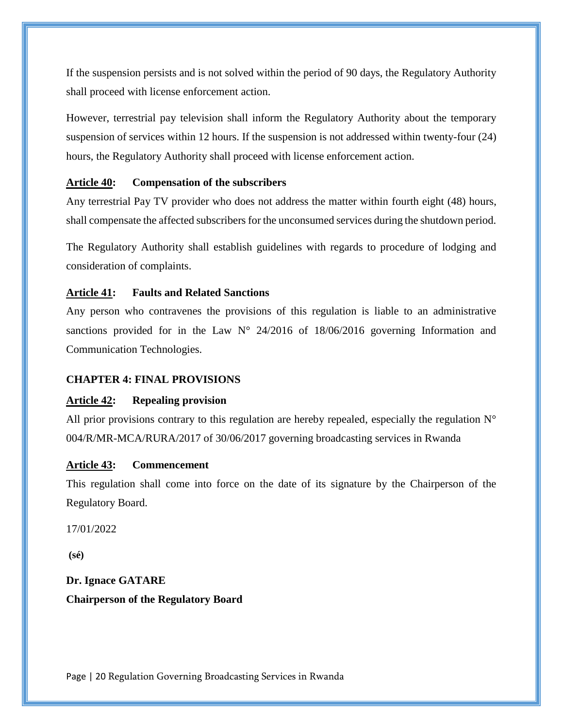If the suspension persists and is not solved within the period of 90 days, the Regulatory Authority shall proceed with license enforcement action.

However, terrestrial pay television shall inform the Regulatory Authority about the temporary suspension of services within 12 hours. If the suspension is not addressed within twenty-four (24) hours, the Regulatory Authority shall proceed with license enforcement action.

**<u>Article 40</u>: Compensation of the subscribers**

Any terrestrial Pay TV provider who does not address the matter within fourth eight (48) hours, shall compensate the affected subscribers for the unconsumed services during the shutdown period.

The Regulatory Authority shall establish guidelines with regards to procedure of lodging and consideration of complaints.

**<u>Article 41</u>: Faults and Related Sanctions**

Any person who contravenes the provisions of this regulation is liable to an administrative sanctions provided for in the Law N° 24/2016 of 18/06/2016 governing Information and Communication Technologies.

## CHAPTER 4: FINAL PROVISIONS

**<u>Article 42</u>: Repealing provision**

All prior provisions contrary to this regulation are hereby repealed, especially the regulation N° 004/R/MR-MCA/RURA/2017 of 30/06/2017 governing broadcasting services in Rwanda

**<u>Article 43</u>: Commencement**

This regulation shall come into force on the date of its signature by the Chairperson of the Regulatory Board.

17/01/2022

**(sé)**

**Dr. Ignace GATARE**
**Chairperson of the Regulatory Board**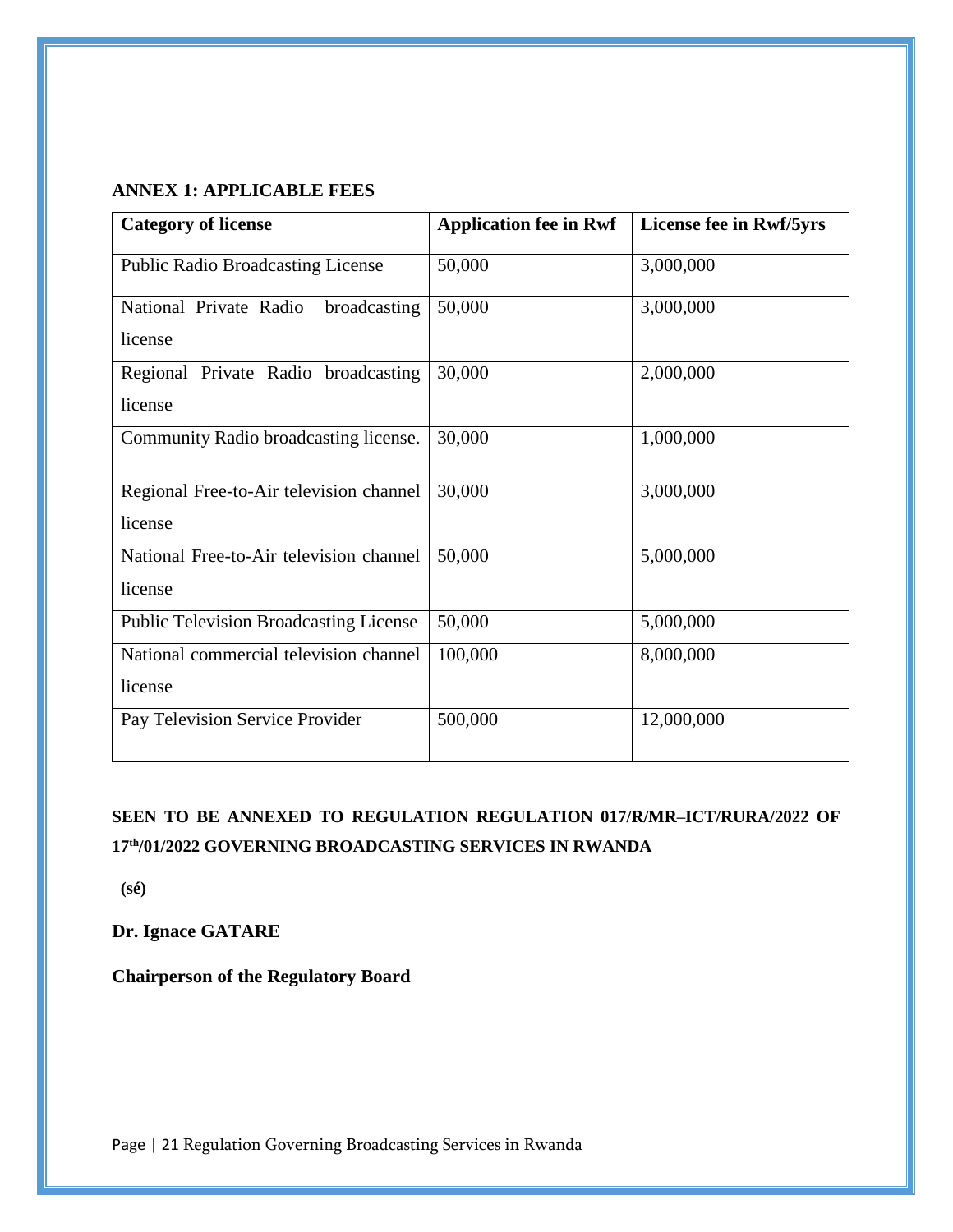**ANNEX 1: APPLICABLE FEES**

| Category of license | Application fee in Rwf | License fee in Rwf/5yrs |
|---|---|---|
| Public Radio Broadcasting License | 50,000 | 3,000,000 |
| National Private Radio broadcasting license | 50,000 | 3,000,000 |
| Regional Private Radio broadcasting license | 30,000 | 2,000,000 |
| Community Radio broadcasting license. | 30,000 | 1,000,000 |
| Regional Free-to-Air television channel license | 30,000 | 3,000,000 |
| National Free-to-Air television channel license | 50,000 | 5,000,000 |
| Public Television Broadcasting License | 50,000 | 5,000,000 |
| National commercial television channel license | 100,000 | 8,000,000 |
| Pay Television Service Provider | 500,000 | 12,000,000 |

**SEEN TO BE ANNEXED TO REGULATION REGULATION 017/R/MR–ICT/RURA/2022 OF 17th/01/2022 GOVERNING BROADCASTING SERVICES IN RWANDA**

**(sé)**

**Dr. Ignace GATARE**

**Chairperson of the Regulatory Board**